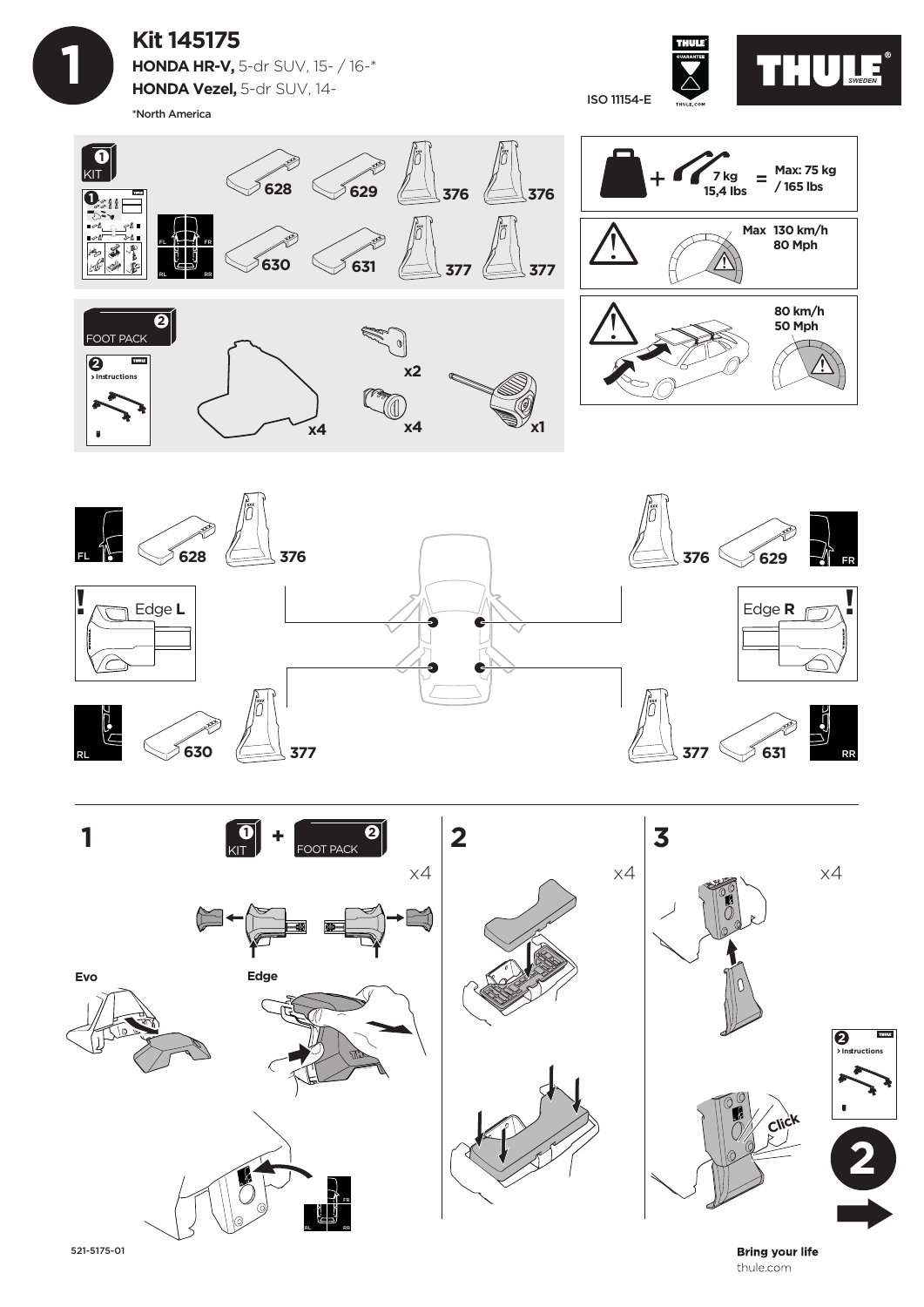# Kit 145175

**HONDA HR-V,** 5-dr SUV, 15- / 16-*
**HONDA Vezel,** 5-dr SUV, 14-

*North America

ISO 11154-E

THULE GUARANTEE THULE.COM

THULE® SWEDEN

1 KIT

628 629 376 376
630 631 377 377

+ 7 kg 15,4 lbs = Max: 75 kg / 165 lbs

Max 130 km/h 80 Mph

80 km/h 50 Mph

2 FOOT PACK

2 > Instructions

x4 x2 x4 x1

FL 628 376 — 376 629 FR

Edge **L** — Edge **R**

RL 630 377 — 377 631 RR

**1** 1 KIT + 2 FOOT PACK x4

Evo

Edge

FL FR RL RR

**2** x4

**3** x4

Click

2 > Instructions

2

521-5175-01

**Bring your life**
thule.com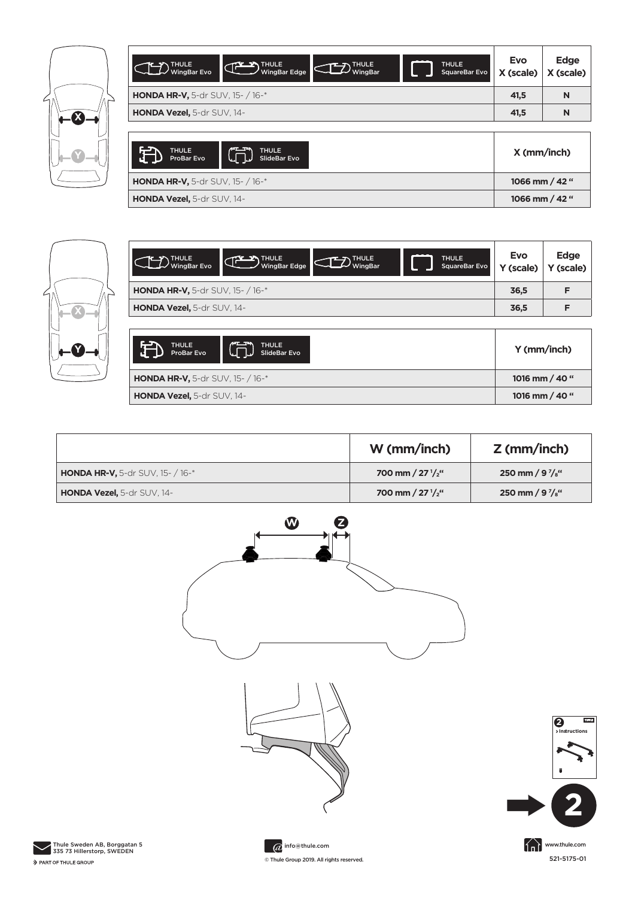| THULE WingBar Evo / THULE WingBar Edge / THULE WingBar / THULE SquareBar Evo | Evo X (scale) | Edge X (scale) |
|---|---|---|
| **HONDA HR-V,** 5-dr SUV, 15- / 16-* | **41,5** | **N** |
| **HONDA Vezel,** 5-dr SUV, 14- | **41,5** | **N** |

| THULE ProBar Evo / THULE SlideBar Evo | X (mm/inch) |
|---|---|
| **HONDA HR-V,** 5-dr SUV, 15- / 16-* | **1066 mm / 42 "** |
| **HONDA Vezel,** 5-dr SUV, 14- | **1066 mm / 42 "** |

| THULE WingBar Evo / THULE WingBar Edge / THULE WingBar / THULE SquareBar Evo | Evo Y (scale) | Edge Y (scale) |
|---|---|---|
| **HONDA HR-V,** 5-dr SUV, 15- / 16-* | **36,5** | **F** |
| **HONDA Vezel,** 5-dr SUV, 14- | **36,5** | **F** |

| THULE ProBar Evo / THULE SlideBar Evo | Y (mm/inch) |
|---|---|
| **HONDA HR-V,** 5-dr SUV, 15- / 16-* | **1016 mm / 40 "** |
| **HONDA Vezel,** 5-dr SUV, 14- | **1016 mm / 40 "** |

| | W (mm/inch) | Z (mm/inch) |
|---|---|---|
| **HONDA HR-V,** 5-dr SUV, 15- / 16-* | **700 mm / 27 1/2"** | **250 mm / 9 7/8"** |
| **HONDA Vezel,** 5-dr SUV, 14- | **700 mm / 27 1/2"** | **250 mm / 9 7/8"** |

W Z

2 > Instructions

2

Thule Sweden AB, Borggatan 5
335 73 Hillerstorp, SWEDEN

PART OF THULE GROUP

info@thule.com

© Thule Group 2019. All rights reserved.

www.thule.com

521-5175-01